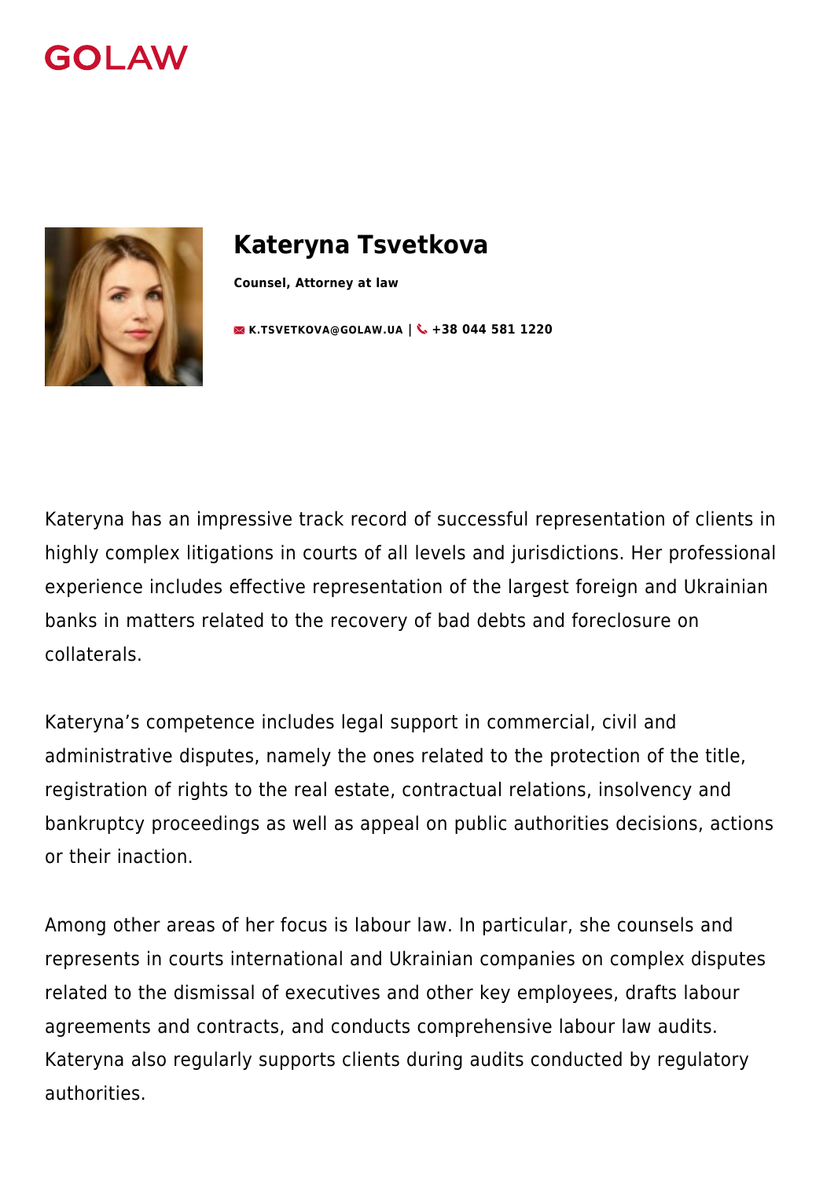GOLAW

# Kateryna Tsvetkova

**Counsel, Attorney at law**

K.TSVETKOVA@GOLAW.UA | +38 044 581 1220

Kateryna has an impressive track record of successful representation of clients in highly complex litigations in courts of all levels and jurisdictions. Her professional experience includes effective representation of the largest foreign and Ukrainian banks in matters related to the recovery of bad debts and foreclosure on collaterals.

Kateryna's competence includes legal support in commercial, civil and administrative disputes, namely the ones related to the protection of the title, registration of rights to the real estate, contractual relations, insolvency and bankruptcy proceedings as well as appeal on public authorities decisions, actions or their inaction.

Among other areas of her focus is labour law. In particular, she counsels and represents in courts international and Ukrainian companies on complex disputes related to the dismissal of executives and other key employees, drafts labour agreements and contracts, and conducts comprehensive labour law audits. Kateryna also regularly supports clients during audits conducted by regulatory authorities.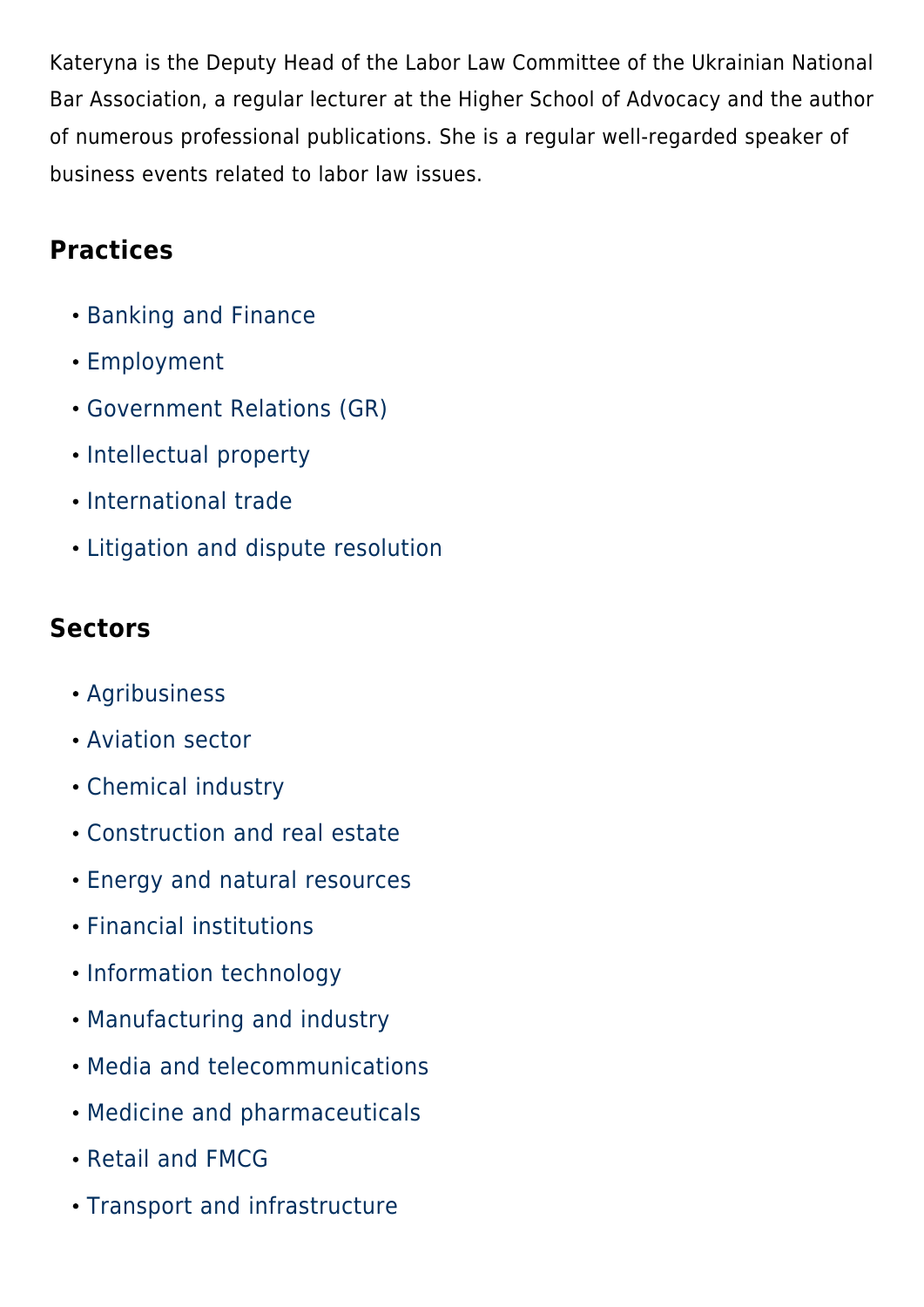Kateryna is the Deputy Head of the Labor Law Committee of the Ukrainian National Bar Association, a regular lecturer at the Higher School of Advocacy and the author of numerous professional publications. She is a regular well-regarded speaker of business events related to labor law issues.

## Practices

- Banking and Finance
- Employment
- Government Relations (GR)
- Intellectual property
- International trade
- Litigation and dispute resolution

## Sectors

- Agribusiness
- Aviation sector
- Chemical industry
- Construction and real estate
- Energy and natural resources
- Financial institutions
- Information technology
- Manufacturing and industry
- Media and telecommunications
- Medicine and pharmaceuticals
- Retail and FMCG
- Transport and infrastructure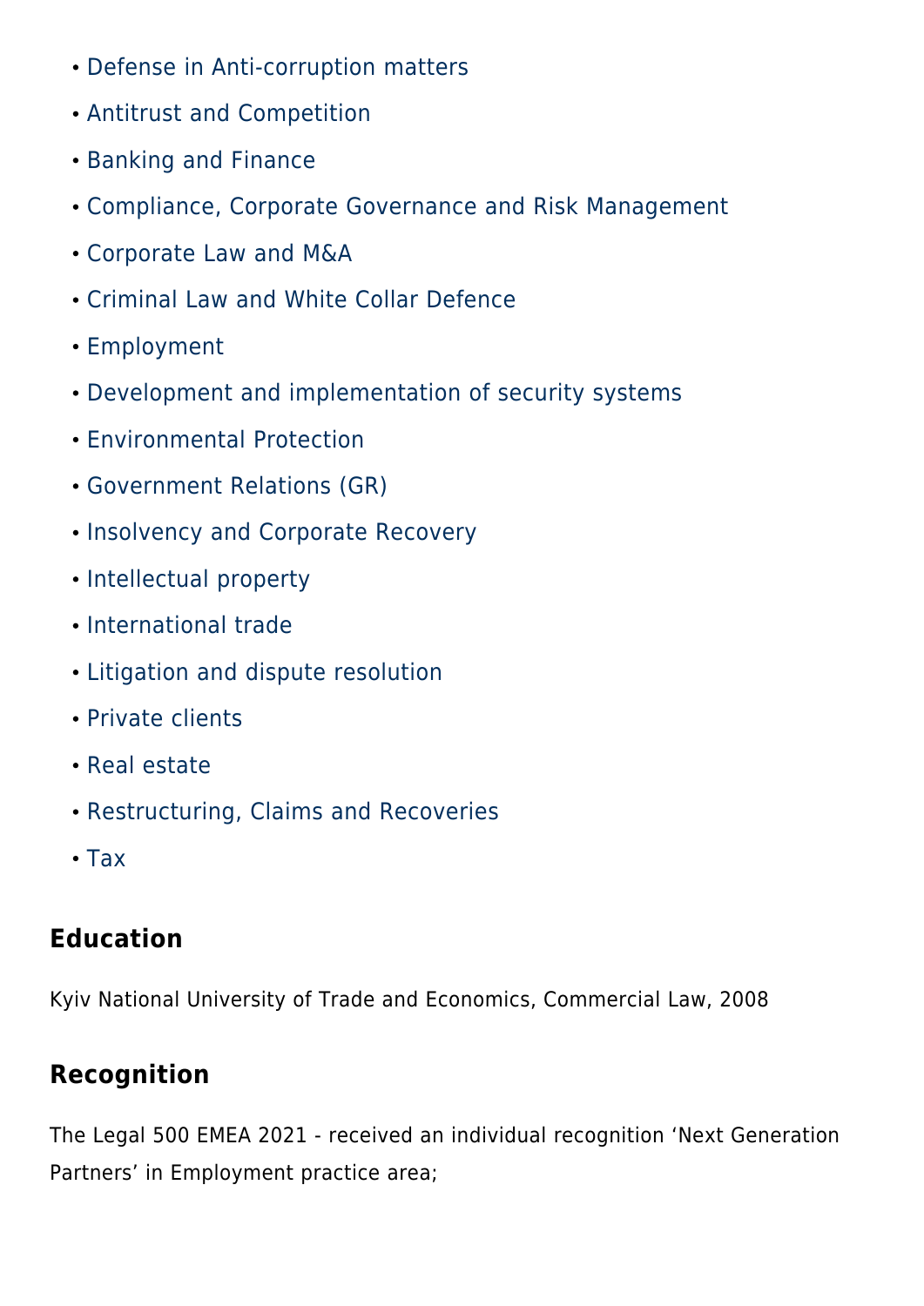- Defense in Anti-corruption matters
- Antitrust and Competition
- Banking and Finance
- Compliance, Corporate Governance and Risk Management
- Corporate Law and M&A
- Criminal Law and White Collar Defence
- Employment
- Development and implementation of security systems
- Environmental Protection
- Government Relations (GR)
- Insolvency and Corporate Recovery
- Intellectual property
- International trade
- Litigation and dispute resolution
- Private clients
- Real estate
- Restructuring, Claims and Recoveries
- Tax

## Education

Kyiv National University of Trade and Economics, Commercial Law, 2008

## Recognition

The Legal 500 EMEA 2021 - received an individual recognition ‘Next Generation Partners’ in Employment practice area;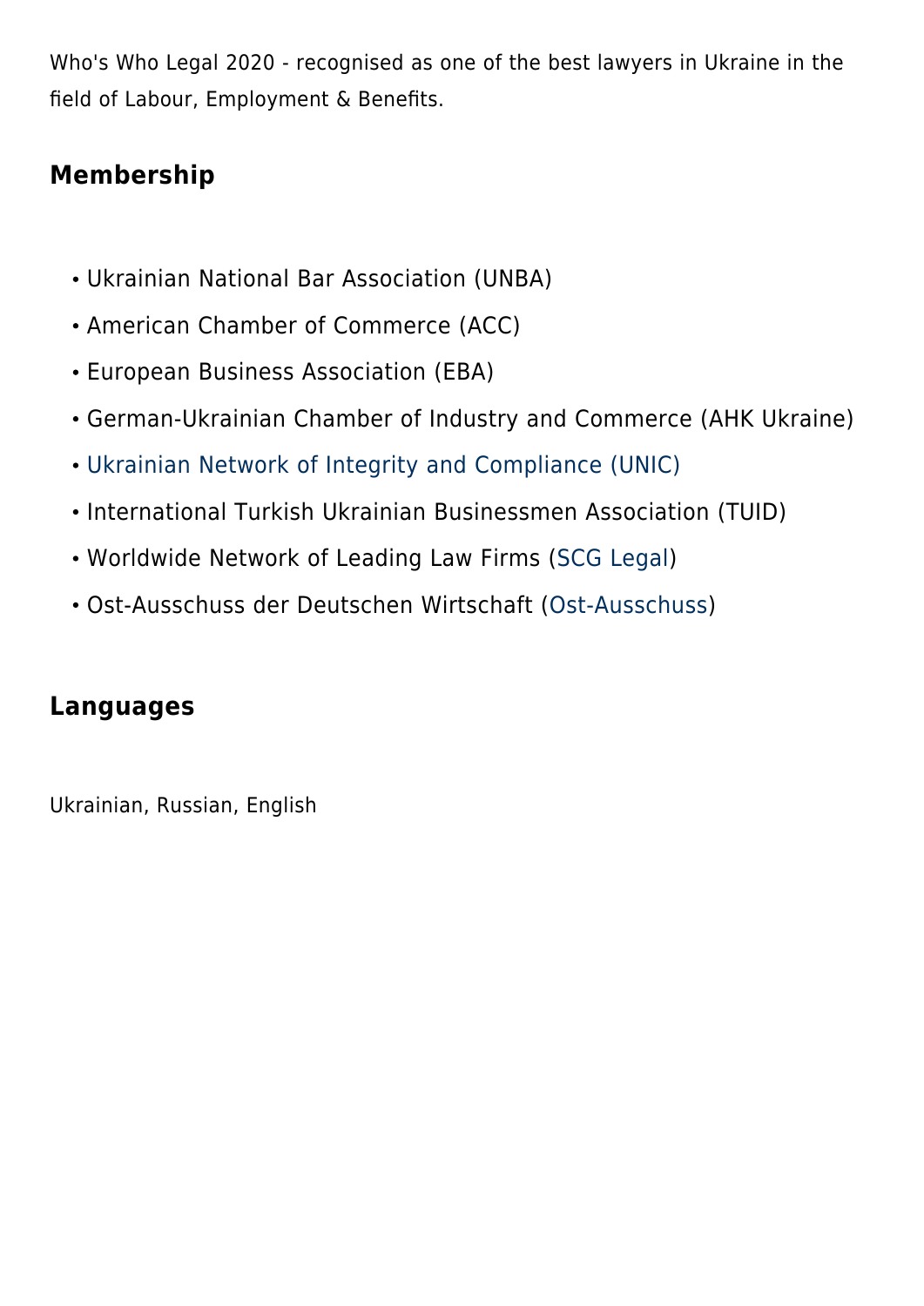Who's Who Legal 2020 - recognised as one of the best lawyers in Ukraine in the field of Labour, Employment & Benefits.

## Membership

- Ukrainian National Bar Association (UNBA)
- American Chamber of Commerce (ACC)
- European Business Association (EBA)
- German-Ukrainian Chamber of Industry and Commerce (AHK Ukraine)
- Ukrainian Network of Integrity and Compliance (UNIC)
- International Turkish Ukrainian Businessmen Association (TUID)
- Worldwide Network of Leading Law Firms (SCG Legal)
- Ost-Ausschuss der Deutschen Wirtschaft (Ost-Ausschuss)

## Languages

Ukrainian, Russian, English